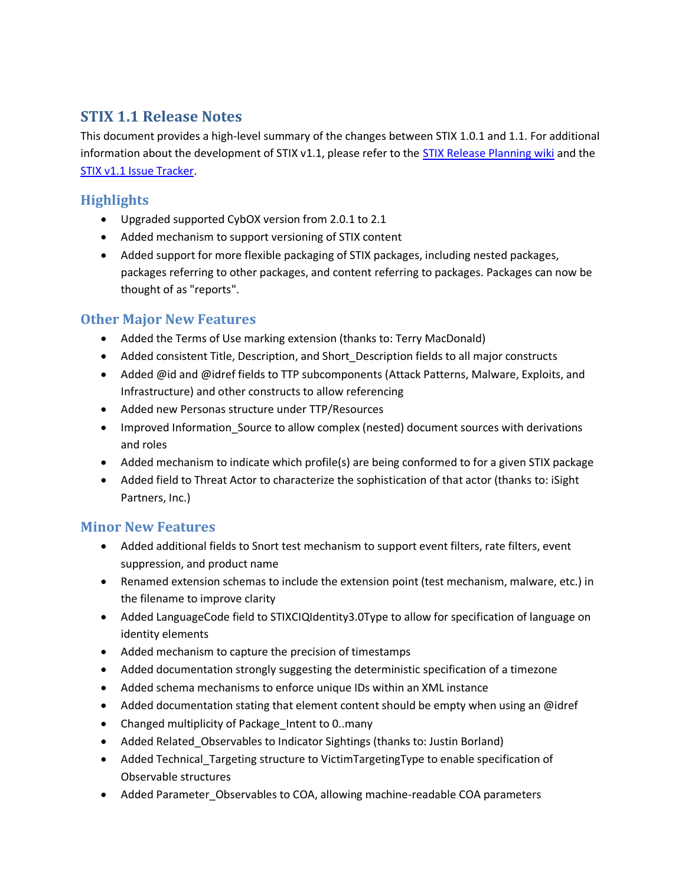# STIX 1.1 Release Notes

This document provides a high-level summary of the changes between STIX 1.0.1 and 1.1. For additional information about the development of STIX v1.1, please refer to the [STIX Release Planning wiki](#) and the [STIX v1.1 Issue Tracker](#).

## Highlights

- Upgraded supported CybOX version from 2.0.1 to 2.1
- Added mechanism to support versioning of STIX content
- Added support for more flexible packaging of STIX packages, including nested packages, packages referring to other packages, and content referring to packages. Packages can now be thought of as "reports".

## Other Major New Features

- Added the Terms of Use marking extension (thanks to: Terry MacDonald)
- Added consistent Title, Description, and Short_Description fields to all major constructs
- Added @id and @idref fields to TTP subcomponents (Attack Patterns, Malware, Exploits, and Infrastructure) and other constructs to allow referencing
- Added new Personas structure under TTP/Resources
- Improved Information_Source to allow complex (nested) document sources with derivations and roles
- Added mechanism to indicate which profile(s) are being conformed to for a given STIX package
- Added field to Threat Actor to characterize the sophistication of that actor (thanks to: iSight Partners, Inc.)

## Minor New Features

- Added additional fields to Snort test mechanism to support event filters, rate filters, event suppression, and product name
- Renamed extension schemas to include the extension point (test mechanism, malware, etc.) in the filename to improve clarity
- Added LanguageCode field to STIXCIQIdentity3.0Type to allow for specification of language on identity elements
- Added mechanism to capture the precision of timestamps
- Added documentation strongly suggesting the deterministic specification of a timezone
- Added schema mechanisms to enforce unique IDs within an XML instance
- Added documentation stating that element content should be empty when using an @idref
- Changed multiplicity of Package_Intent to 0..many
- Added Related_Observables to Indicator Sightings (thanks to: Justin Borland)
- Added Technical_Targeting structure to VictimTargetingType to enable specification of Observable structures
- Added Parameter_Observables to COA, allowing machine-readable COA parameters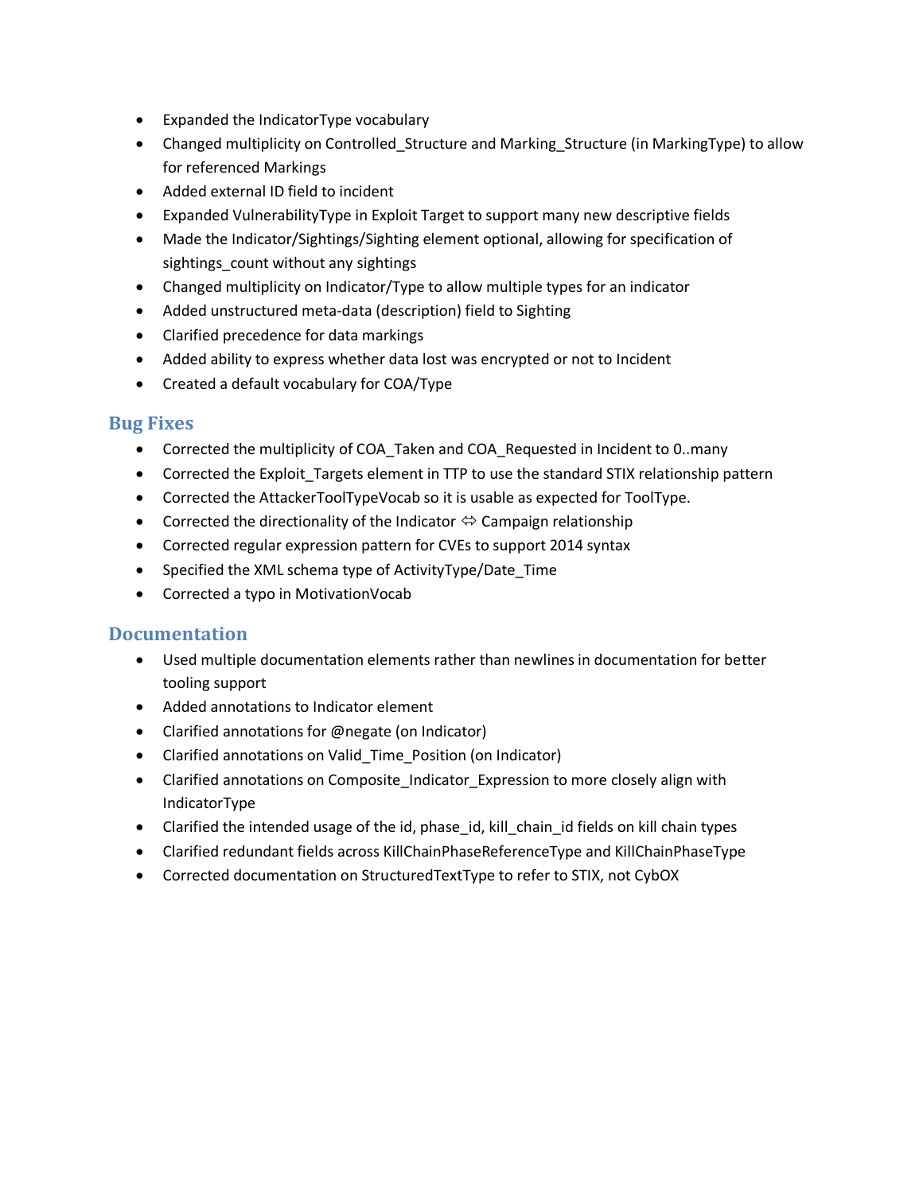- Expanded the IndicatorType vocabulary
- Changed multiplicity on Controlled_Structure and Marking_Structure (in MarkingType) to allow for referenced Markings
- Added external ID field to incident
- Expanded VulnerabilityType in Exploit Target to support many new descriptive fields
- Made the Indicator/Sightings/Sighting element optional, allowing for specification of sightings_count without any sightings
- Changed multiplicity on Indicator/Type to allow multiple types for an indicator
- Added unstructured meta-data (description) field to Sighting
- Clarified precedence for data markings
- Added ability to express whether data lost was encrypted or not to Incident
- Created a default vocabulary for COA/Type

## Bug Fixes

- Corrected the multiplicity of COA_Taken and COA_Requested in Incident to 0..many
- Corrected the Exploit_Targets element in TTP to use the standard STIX relationship pattern
- Corrected the AttackerToolTypeVocab so it is usable as expected for ToolType.
- Corrected the directionality of the Indicator ⇔ Campaign relationship
- Corrected regular expression pattern for CVEs to support 2014 syntax
- Specified the XML schema type of ActivityType/Date_Time
- Corrected a typo in MotivationVocab

## Documentation

- Used multiple documentation elements rather than newlines in documentation for better tooling support
- Added annotations to Indicator element
- Clarified annotations for @negate (on Indicator)
- Clarified annotations on Valid_Time_Position (on Indicator)
- Clarified annotations on Composite_Indicator_Expression to more closely align with IndicatorType
- Clarified the intended usage of the id, phase_id, kill_chain_id fields on kill chain types
- Clarified redundant fields across KillChainPhaseReferenceType and KillChainPhaseType
- Corrected documentation on StructuredTextType to refer to STIX, not CybOX